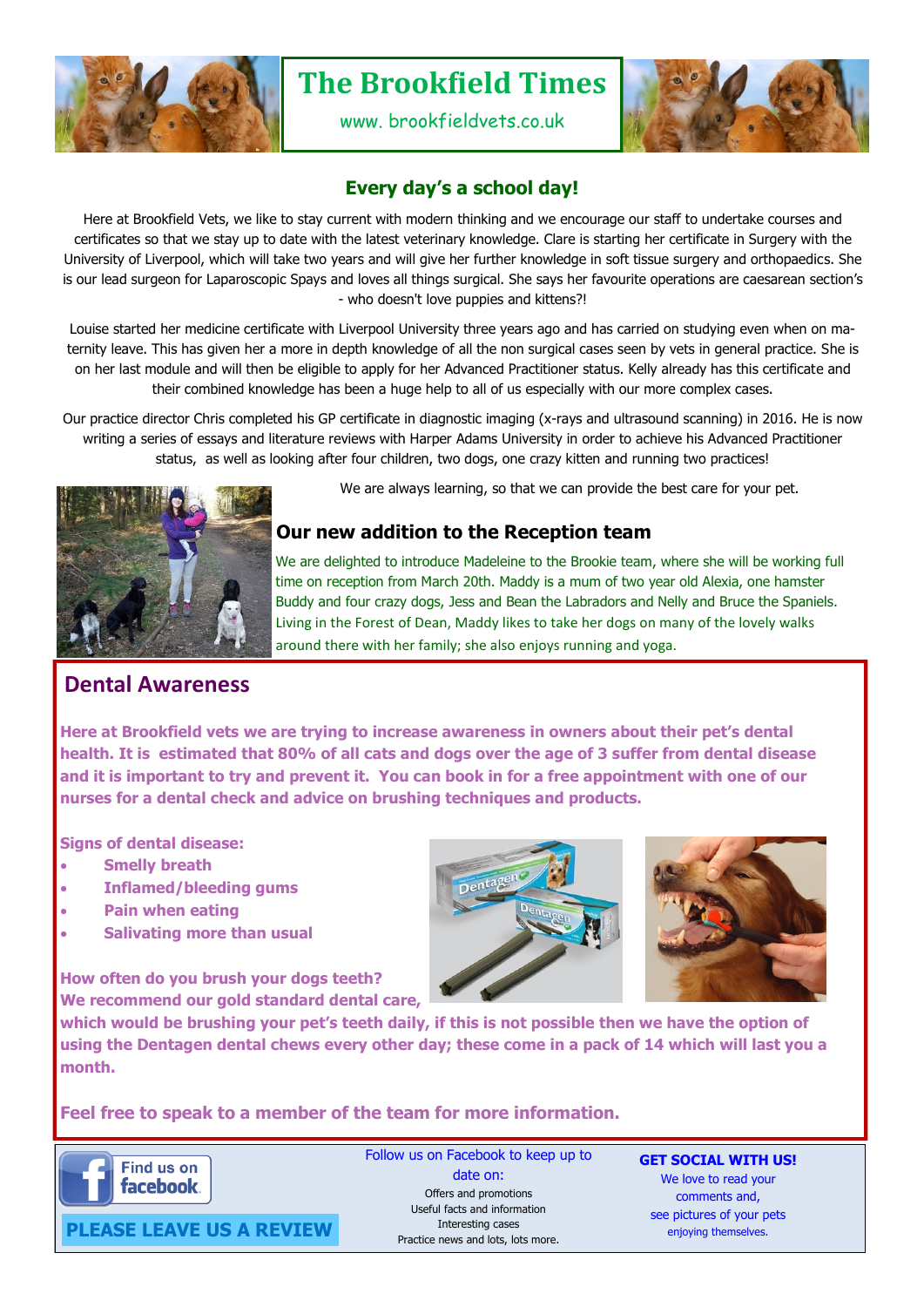# The Brookfield Times

www. brookfieldvets.co.uk

## Every day's a school day!

Here at Brookfield Vets, we like to stay current with modern thinking and we encourage our staff to undertake courses and certificates so that we stay up to date with the latest veterinary knowledge. Clare is starting her certificate in Surgery with the University of Liverpool, which will take two years and will give her further knowledge in soft tissue surgery and orthopaedics. She is our lead surgeon for Laparoscopic Spays and loves all things surgical. She says her favourite operations are caesarean section's - who doesn't love puppies and kittens?!

Louise started her medicine certificate with Liverpool University three years ago and has carried on studying even when on maternity leave. This has given her a more in depth knowledge of all the non surgical cases seen by vets in general practice. She is on her last module and will then be eligible to apply for her Advanced Practitioner status. Kelly already has this certificate and their combined knowledge has been a huge help to all of us especially with our more complex cases.

Our practice director Chris completed his GP certificate in diagnostic imaging (x-rays and ultrasound scanning) in 2016. He is now writing a series of essays and literature reviews with Harper Adams University in order to achieve his Advanced Practitioner status, as well as looking after four children, two dogs, one crazy kitten and running two practices!

We are always learning, so that we can provide the best care for your pet.

## Our new addition to the Reception team

We are delighted to introduce Madeleine to the Brookie team, where she will be working full time on reception from March 20th. Maddy is a mum of two year old Alexia, one hamster Buddy and four crazy dogs, Jess and Bean the Labradors and Nelly and Bruce the Spaniels. Living in the Forest of Dean, Maddy likes to take her dogs on many of the lovely walks around there with her family; she also enjoys running and yoga.

## Dental Awareness

**Here at Brookfield vets we are trying to increase awareness in owners about their pet's dental health. It is estimated that 80% of all cats and dogs over the age of 3 suffer from dental disease and it is important to try and prevent it. You can book in for a free appointment with one of our nurses for a dental check and advice on brushing techniques and products.**

**Signs of dental disease:**

- **Smelly breath**
- **Inflamed/bleeding gums**
- **Pain when eating**
- **Salivating more than usual**

**How often do you brush your dogs teeth?**
**We recommend our gold standard dental care, which would be brushing your pet's teeth daily, if this is not possible then we have the option of using the Dentagen dental chews every other day; these come in a pack of 14 which will last you a month.**

**Feel free to speak to a member of the team for more information.**

Find us on facebook

**PLEASE LEAVE US A REVIEW**

Follow us on Facebook to keep up to date on:
Offers and promotions
Useful facts and information
Interesting cases
Practice news and lots, lots more.

**GET SOCIAL WITH US!**
We love to read your comments and, see pictures of your pets enjoying themselves.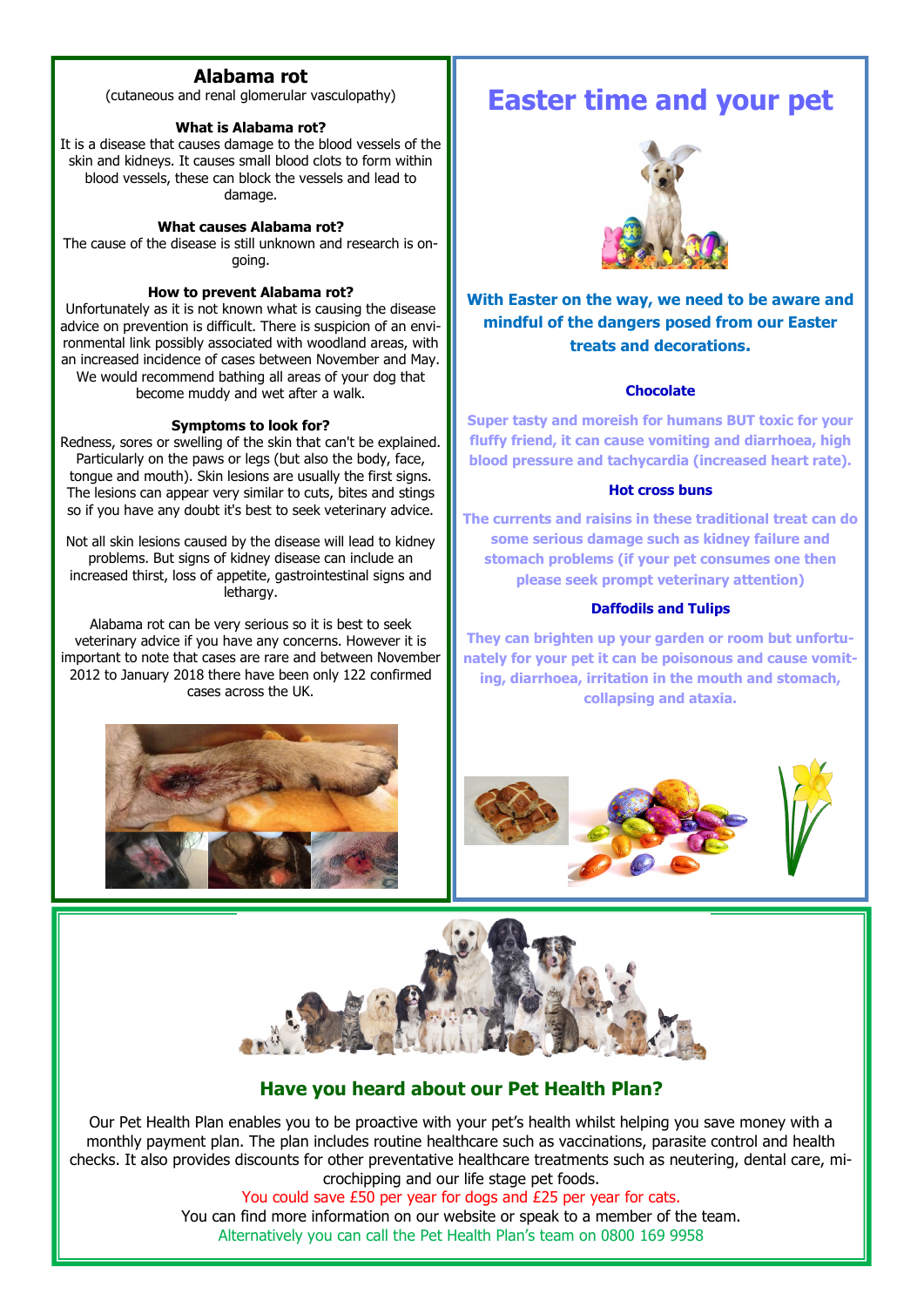## Alabama rot

(cutaneous and renal glomerular vasculopathy)

**What is Alabama rot?**

It is a disease that causes damage to the blood vessels of the skin and kidneys. It causes small blood clots to form within blood vessels, these can block the vessels and lead to damage.

**What causes Alabama rot?**

The cause of the disease is still unknown and research is ongoing.

**How to prevent Alabama rot?**

Unfortunately as it is not known what is causing the disease advice on prevention is difficult. There is suspicion of an environmental link possibly associated with woodland areas, with an increased incidence of cases between November and May. We would recommend bathing all areas of your dog that become muddy and wet after a walk.

**Symptoms to look for?**

Redness, sores or swelling of the skin that can't be explained. Particularly on the paws or legs (but also the body, face, tongue and mouth). Skin lesions are usually the first signs. The lesions can appear very similar to cuts, bites and stings so if you have any doubt it's best to seek veterinary advice.

Not all skin lesions caused by the disease will lead to kidney problems. But signs of kidney disease can include an increased thirst, loss of appetite, gastrointestinal signs and lethargy.

Alabama rot can be very serious so it is best to seek veterinary advice if you have any concerns. However it is important to note that cases are rare and between November 2012 to January 2018 there have been only 122 confirmed cases across the UK.

# Easter time and your pet

**With Easter on the way, we need to be aware and mindful of the dangers posed from our Easter treats and decorations.**

**Chocolate**

**Super tasty and moreish for humans BUT toxic for your fluffy friend, it can cause vomiting and diarrhoea, high blood pressure and tachycardia (increased heart rate).**

**Hot cross buns**

**The currents and raisins in these traditional treat can do some serious damage such as kidney failure and stomach problems (if your pet consumes one then please seek prompt veterinary attention)**

**Daffodils and Tulips**

**They can brighten up your garden or room but unfortunately for your pet it can be poisonous and cause vomiting, diarrhoea, irritation in the mouth and stomach, collapsing and ataxia.**

## Have you heard about our Pet Health Plan?

Our Pet Health Plan enables you to be proactive with your pet's health whilst helping you save money with a monthly payment plan. The plan includes routine healthcare such as vaccinations, parasite control and health checks. It also provides discounts for other preventative healthcare treatments such as neutering, dental care, microchipping and our life stage pet foods.

You could save £50 per year for dogs and £25 per year for cats.

You can find more information on our website or speak to a member of the team.

Alternatively you can call the Pet Health Plan's team on 0800 169 9958